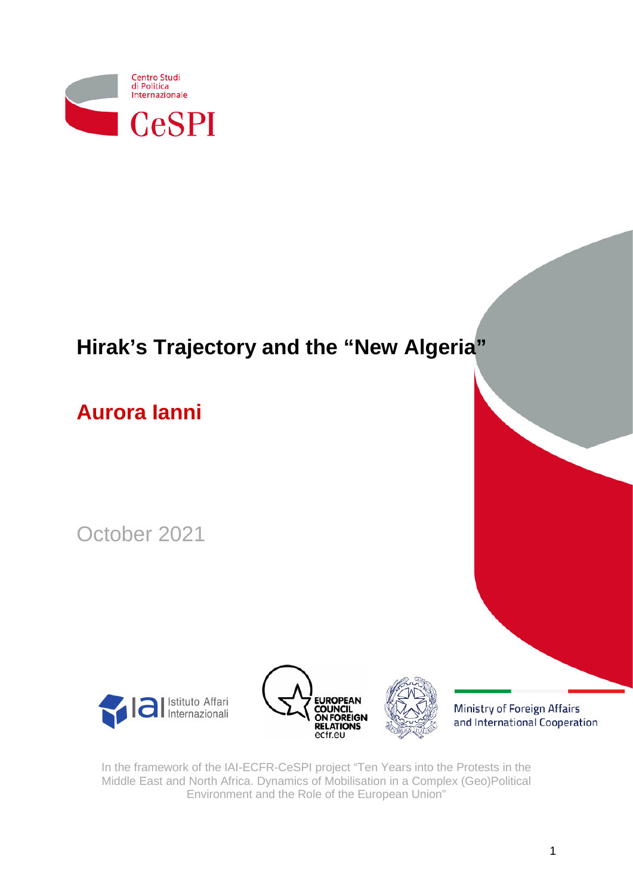Centro Studi di Politica Internazionale

CeSPI

# Hirak's Trajectory and the "New Algeria"

## Aurora Ianni

October 2021

Istituto Affari Internazionali

EUROPEAN COUNCIL ON FOREIGN RELATIONS ecfr.eu

Ministry of Foreign Affairs and International Cooperation

In the framework of the IAI-ECFR-CeSPI project "Ten Years into the Protests in the Middle East and North Africa. Dynamics of Mobilisation in a Complex (Geo)Political Environment and the Role of the European Union"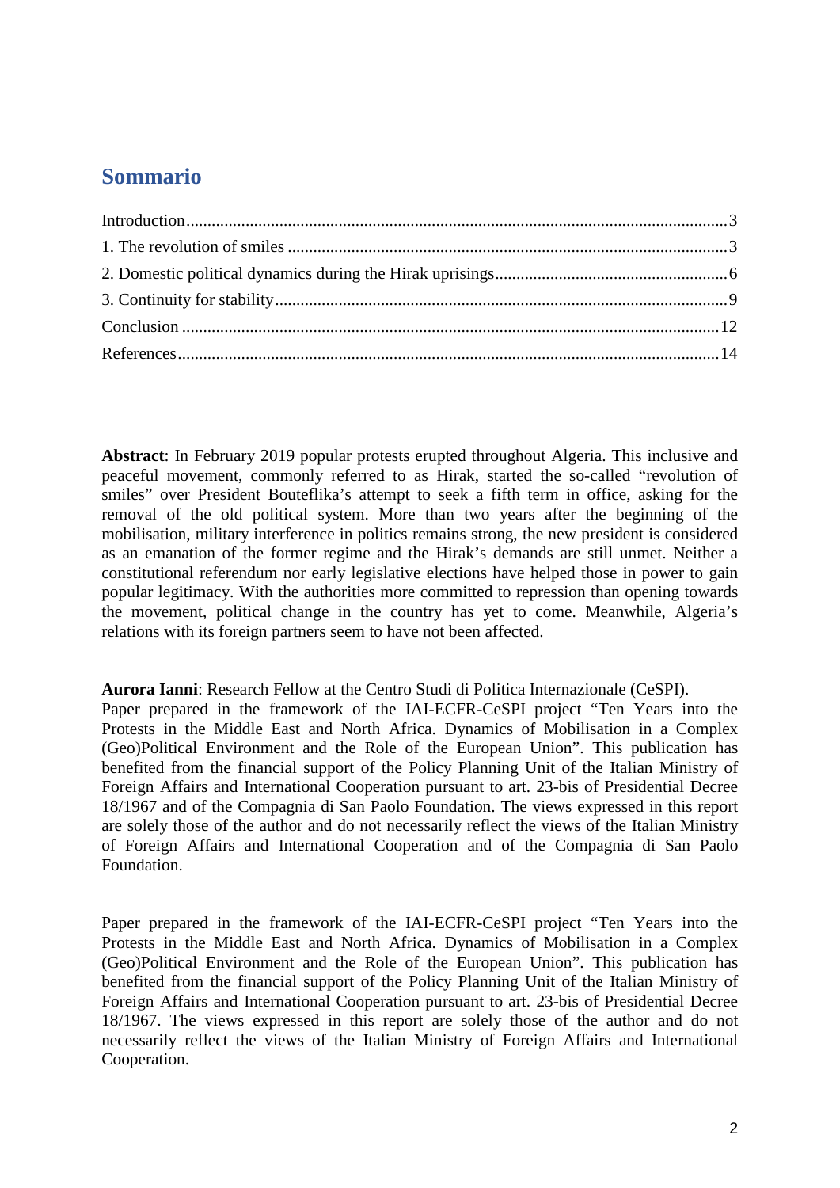# Sommario

Introduction........................................................................................................................3
1. The revolution of smiles .....................................................................................................3
2. Domestic political dynamics during the Hirak uprisings......................................................6
3. Continuity for stability.........................................................................................................9
Conclusion ..........................................................................................................................12
References...........................................................................................................................14

**Abstract**: In February 2019 popular protests erupted throughout Algeria. This inclusive and peaceful movement, commonly referred to as Hirak, started the so-called "revolution of smiles" over President Bouteflika's attempt to seek a fifth term in office, asking for the removal of the old political system. More than two years after the beginning of the mobilisation, military interference in politics remains strong, the new president is considered as an emanation of the former regime and the Hirak's demands are still unmet. Neither a constitutional referendum nor early legislative elections have helped those in power to gain popular legitimacy. With the authorities more committed to repression than opening towards the movement, political change in the country has yet to come. Meanwhile, Algeria's relations with its foreign partners seem to have not been affected.

**Aurora Ianni**: Research Fellow at the Centro Studi di Politica Internazionale (CeSPI).
Paper prepared in the framework of the IAI-ECFR-CeSPI project "Ten Years into the Protests in the Middle East and North Africa. Dynamics of Mobilisation in a Complex (Geo)Political Environment and the Role of the European Union". This publication has benefited from the financial support of the Policy Planning Unit of the Italian Ministry of Foreign Affairs and International Cooperation pursuant to art. 23-bis of Presidential Decree 18/1967 and of the Compagnia di San Paolo Foundation. The views expressed in this report are solely those of the author and do not necessarily reflect the views of the Italian Ministry of Foreign Affairs and International Cooperation and of the Compagnia di San Paolo Foundation.

Paper prepared in the framework of the IAI-ECFR-CeSPI project "Ten Years into the Protests in the Middle East and North Africa. Dynamics of Mobilisation in a Complex (Geo)Political Environment and the Role of the European Union". This publication has benefited from the financial support of the Policy Planning Unit of the Italian Ministry of Foreign Affairs and International Cooperation pursuant to art. 23-bis of Presidential Decree 18/1967. The views expressed in this report are solely those of the author and do not necessarily reflect the views of the Italian Ministry of Foreign Affairs and International Cooperation.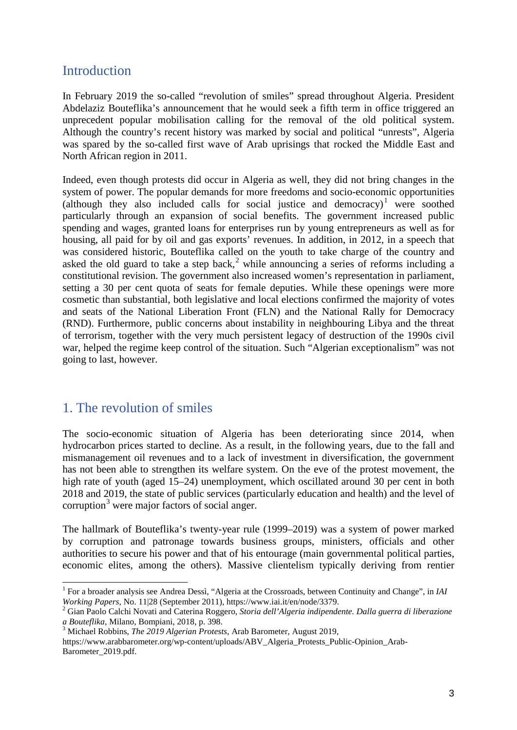## Introduction

In February 2019 the so-called "revolution of smiles" spread throughout Algeria. President Abdelaziz Bouteflika's announcement that he would seek a fifth term in office triggered an unprecedent popular mobilisation calling for the removal of the old political system. Although the country's recent history was marked by social and political "unrests", Algeria was spared by the so-called first wave of Arab uprisings that rocked the Middle East and North African region in 2011.

Indeed, even though protests did occur in Algeria as well, they did not bring changes in the system of power. The popular demands for more freedoms and socio-economic opportunities (although they also included calls for social justice and democracy)[1] were soothed particularly through an expansion of social benefits. The government increased public spending and wages, granted loans for enterprises run by young entrepreneurs as well as for housing, all paid for by oil and gas exports' revenues. In addition, in 2012, in a speech that was considered historic, Bouteflika called on the youth to take charge of the country and asked the old guard to take a step back,[2] while announcing a series of reforms including a constitutional revision. The government also increased women's representation in parliament, setting a 30 per cent quota of seats for female deputies. While these openings were more cosmetic than substantial, both legislative and local elections confirmed the majority of votes and seats of the National Liberation Front (FLN) and the National Rally for Democracy (RND). Furthermore, public concerns about instability in neighbouring Libya and the threat of terrorism, together with the very much persistent legacy of destruction of the 1990s civil war, helped the regime keep control of the situation. Such "Algerian exceptionalism" was not going to last, however.

## 1. The revolution of smiles

The socio-economic situation of Algeria has been deteriorating since 2014, when hydrocarbon prices started to decline. As a result, in the following years, due to the fall and mismanagement oil revenues and to a lack of investment in diversification, the government has not been able to strengthen its welfare system. On the eve of the protest movement, the high rate of youth (aged 15–24) unemployment, which oscillated around 30 per cent in both 2018 and 2019, the state of public services (particularly education and health) and the level of corruption[3] were major factors of social anger.

The hallmark of Bouteflika's twenty-year rule (1999–2019) was a system of power marked by corruption and patronage towards business groups, ministers, officials and other authorities to secure his power and that of his entourage (main governmental political parties, economic elites, among the others). Massive clientelism typically deriving from rentier

---

[1] For a broader analysis see Andrea Dessì, "Algeria at the Crossroads, between Continuity and Change", in *IAI Working Papers*, No. 11|28 (September 2011), https://www.iai.it/en/node/3379.

[2] Gian Paolo Calchi Novati and Caterina Roggero, *Storia dell'Algeria indipendente. Dalla guerra di liberazione a Bouteflika*, Milano, Bompiani, 2018, p. 398.

[3] Michael Robbins, *The 2019 Algerian Protests*, Arab Barometer, August 2019, https://www.arabbarometer.org/wp-content/uploads/ABV_Algeria_Protests_Public-Opinion_Arab-Barometer_2019.pdf.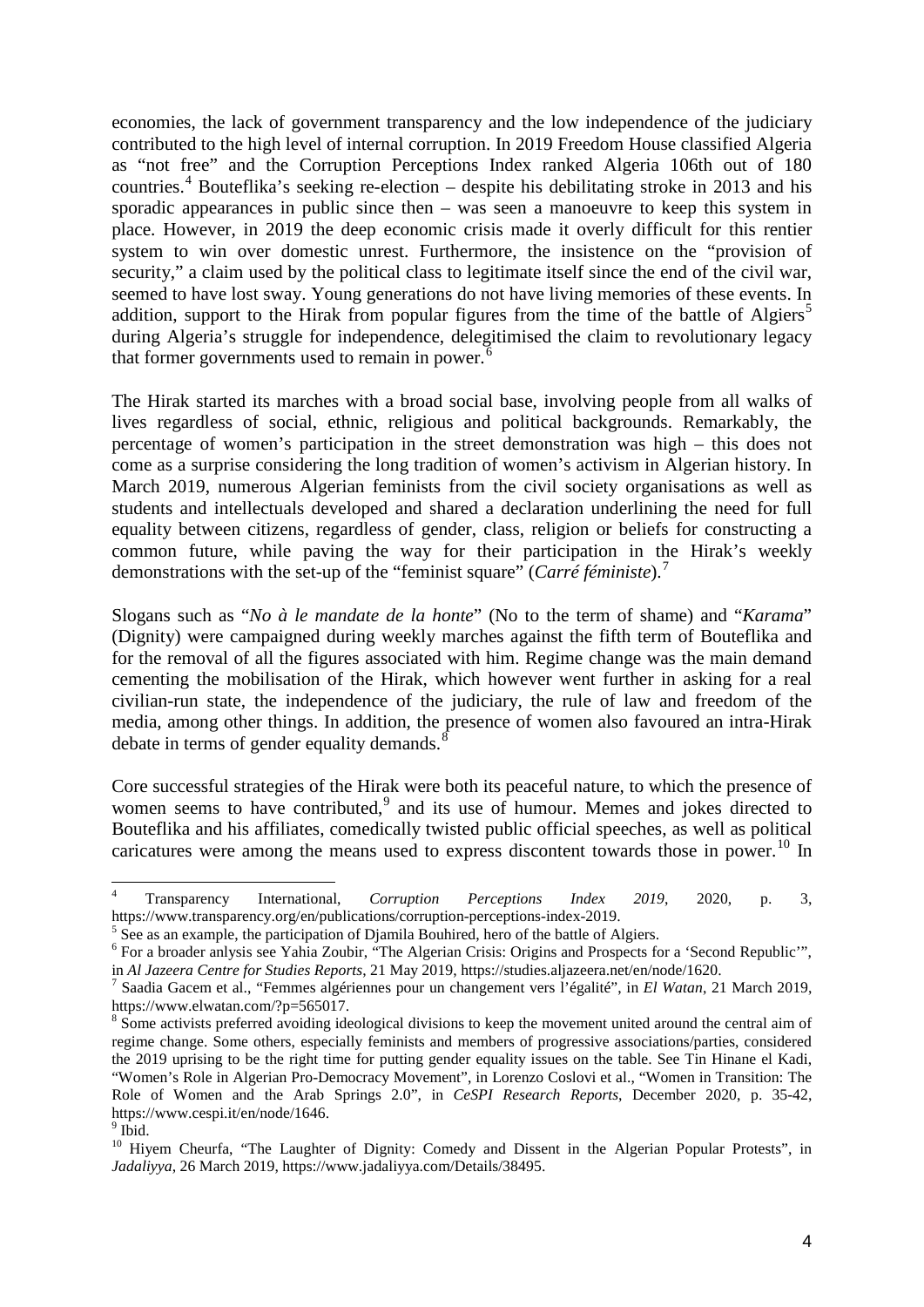economies, the lack of government transparency and the low independence of the judiciary contributed to the high level of internal corruption. In 2019 Freedom House classified Algeria as "not free" and the Corruption Perceptions Index ranked Algeria 106th out of 180 countries.[4] Bouteflika's seeking re-election – despite his debilitating stroke in 2013 and his sporadic appearances in public since then – was seen a manoeuvre to keep this system in place. However, in 2019 the deep economic crisis made it overly difficult for this rentier system to win over domestic unrest. Furthermore, the insistence on the "provision of security," a claim used by the political class to legitimate itself since the end of the civil war, seemed to have lost sway. Young generations do not have living memories of these events. In addition, support to the Hirak from popular figures from the time of the battle of Algiers[5] during Algeria's struggle for independence, delegitimised the claim to revolutionary legacy that former governments used to remain in power.[6]

The Hirak started its marches with a broad social base, involving people from all walks of lives regardless of social, ethnic, religious and political backgrounds. Remarkably, the percentage of women's participation in the street demonstration was high – this does not come as a surprise considering the long tradition of women's activism in Algerian history. In March 2019, numerous Algerian feminists from the civil society organisations as well as students and intellectuals developed and shared a declaration underlining the need for full equality between citizens, regardless of gender, class, religion or beliefs for constructing a common future, while paving the way for their participation in the Hirak's weekly demonstrations with the set-up of the "feminist square" (*Carré féministe*).[7]

Slogans such as "*No à le mandate de la honte*" (No to the term of shame) and "*Karama*" (Dignity) were campaigned during weekly marches against the fifth term of Bouteflika and for the removal of all the figures associated with him. Regime change was the main demand cementing the mobilisation of the Hirak, which however went further in asking for a real civilian-run state, the independence of the judiciary, the rule of law and freedom of the media, among other things. In addition, the presence of women also favoured an intra-Hirak debate in terms of gender equality demands.[8]

Core successful strategies of the Hirak were both its peaceful nature, to which the presence of women seems to have contributed,[9] and its use of humour. Memes and jokes directed to Bouteflika and his affiliates, comedically twisted public official speeches, as well as political caricatures were among the means used to express discontent towards those in power.[10] In

---

[4] Transparency International, *Corruption Perceptions Index 2019*, 2020, p. 3, https://www.transparency.org/en/publications/corruption-perceptions-index-2019.

[5] See as an example, the participation of Djamila Bouhired, hero of the battle of Algiers.

[6] For a broader anlysis see Yahia Zoubir, "The Algerian Crisis: Origins and Prospects for a 'Second Republic'", in *Al Jazeera Centre for Studies Reports*, 21 May 2019, https://studies.aljazeera.net/en/node/1620.

[7] Saadia Gacem et al., "Femmes algériennes pour un changement vers l'égalité", in *El Watan*, 21 March 2019, https://www.elwatan.com/?p=565017.

[8] Some activists preferred avoiding ideological divisions to keep the movement united around the central aim of regime change. Some others, especially feminists and members of progressive associations/parties, considered the 2019 uprising to be the right time for putting gender equality issues on the table. See Tin Hinane el Kadi, "Women's Role in Algerian Pro-Democracy Movement", in Lorenzo Coslovi et al., "Women in Transition: The Role of Women and the Arab Springs 2.0", in *CeSPI Research Reports*, December 2020, p. 35-42, https://www.cespi.it/en/node/1646.

[9] Ibid.

[10] Hiyem Cheurfa, "The Laughter of Dignity: Comedy and Dissent in the Algerian Popular Protests", in *Jadaliyya*, 26 March 2019, https://www.jadaliyya.com/Details/38495.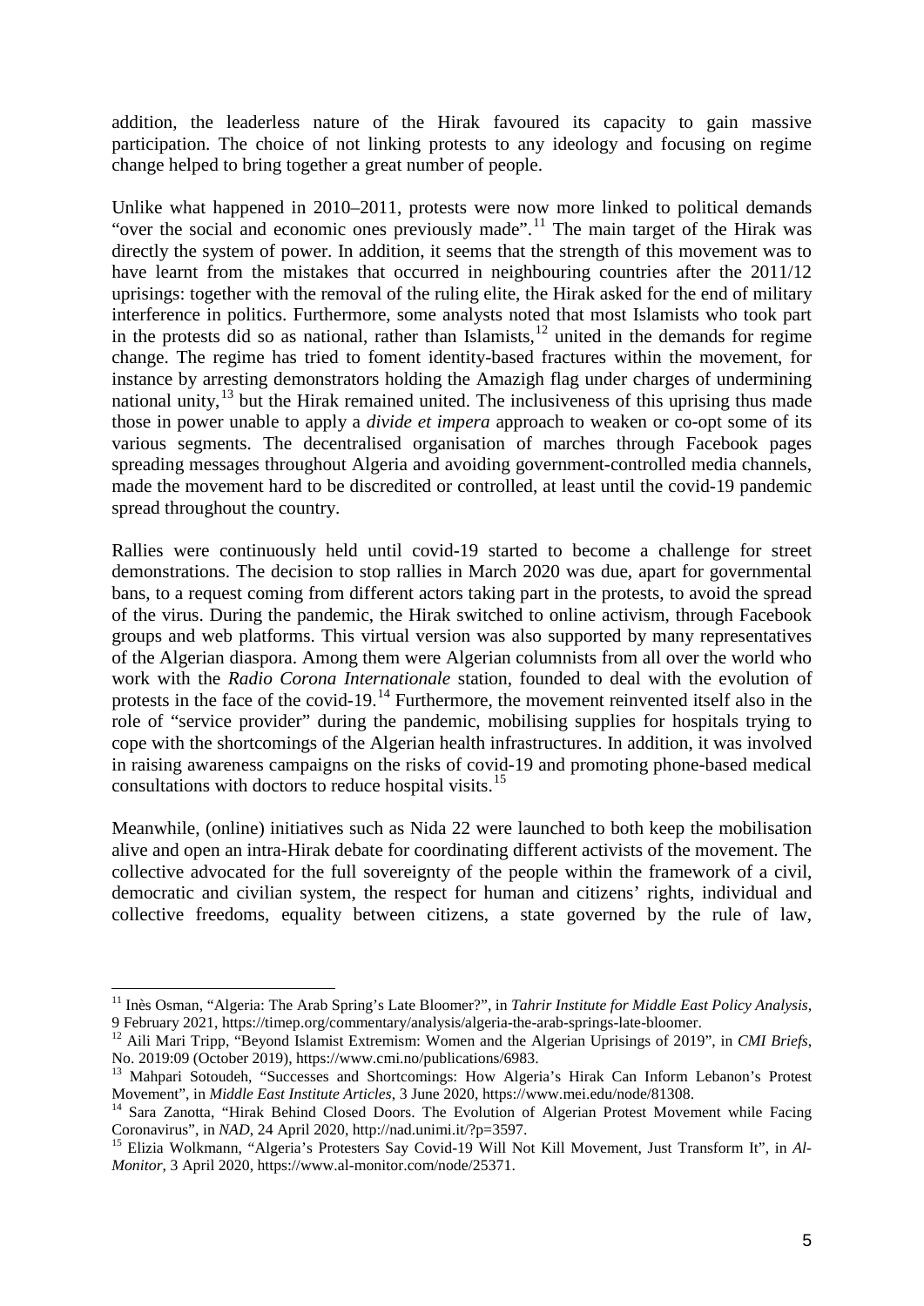addition, the leaderless nature of the Hirak favoured its capacity to gain massive participation. The choice of not linking protests to any ideology and focusing on regime change helped to bring together a great number of people.

Unlike what happened in 2010–2011, protests were now more linked to political demands "over the social and economic ones previously made".[11] The main target of the Hirak was directly the system of power. In addition, it seems that the strength of this movement was to have learnt from the mistakes that occurred in neighbouring countries after the 2011/12 uprisings: together with the removal of the ruling elite, the Hirak asked for the end of military interference in politics. Furthermore, some analysts noted that most Islamists who took part in the protests did so as national, rather than Islamists,[12] united in the demands for regime change. The regime has tried to foment identity-based fractures within the movement, for instance by arresting demonstrators holding the Amazigh flag under charges of undermining national unity,[13] but the Hirak remained united. The inclusiveness of this uprising thus made those in power unable to apply a *divide et impera* approach to weaken or co-opt some of its various segments. The decentralised organisation of marches through Facebook pages spreading messages throughout Algeria and avoiding government-controlled media channels, made the movement hard to be discredited or controlled, at least until the covid-19 pandemic spread throughout the country.

Rallies were continuously held until covid-19 started to become a challenge for street demonstrations. The decision to stop rallies in March 2020 was due, apart for governmental bans, to a request coming from different actors taking part in the protests, to avoid the spread of the virus. During the pandemic, the Hirak switched to online activism, through Facebook groups and web platforms. This virtual version was also supported by many representatives of the Algerian diaspora. Among them were Algerian columnists from all over the world who work with the *Radio Corona Internationale* station, founded to deal with the evolution of protests in the face of the covid-19.[14] Furthermore, the movement reinvented itself also in the role of "service provider" during the pandemic, mobilising supplies for hospitals trying to cope with the shortcomings of the Algerian health infrastructures. In addition, it was involved in raising awareness campaigns on the risks of covid-19 and promoting phone-based medical consultations with doctors to reduce hospital visits.[15]

Meanwhile, (online) initiatives such as Nida 22 were launched to both keep the mobilisation alive and open an intra-Hirak debate for coordinating different activists of the movement. The collective advocated for the full sovereignty of the people within the framework of a civil, democratic and civilian system, the respect for human and citizens' rights, individual and collective freedoms, equality between citizens, a state governed by the rule of law,

---

[11] Inès Osman, "Algeria: The Arab Spring's Late Bloomer?", in *Tahrir Institute for Middle East Policy Analysis*, 9 February 2021, https://timep.org/commentary/analysis/algeria-the-arab-springs-late-bloomer.

[12] Aili Mari Tripp, "Beyond Islamist Extremism: Women and the Algerian Uprisings of 2019", in *CMI Briefs*, No. 2019:09 (October 2019), https://www.cmi.no/publications/6983.

[13] Mahpari Sotoudeh, "Successes and Shortcomings: How Algeria's Hirak Can Inform Lebanon's Protest Movement", in *Middle East Institute Articles*, 3 June 2020, https://www.mei.edu/node/81308.

[14] Sara Zanotta, "Hirak Behind Closed Doors. The Evolution of Algerian Protest Movement while Facing Coronavirus", in *NAD*, 24 April 2020, http://nad.unimi.it/?p=3597.

[15] Elizia Wolkmann, "Algeria's Protesters Say Covid-19 Will Not Kill Movement, Just Transform It", in *Al-Monitor*, 3 April 2020, https://www.al-monitor.com/node/25371.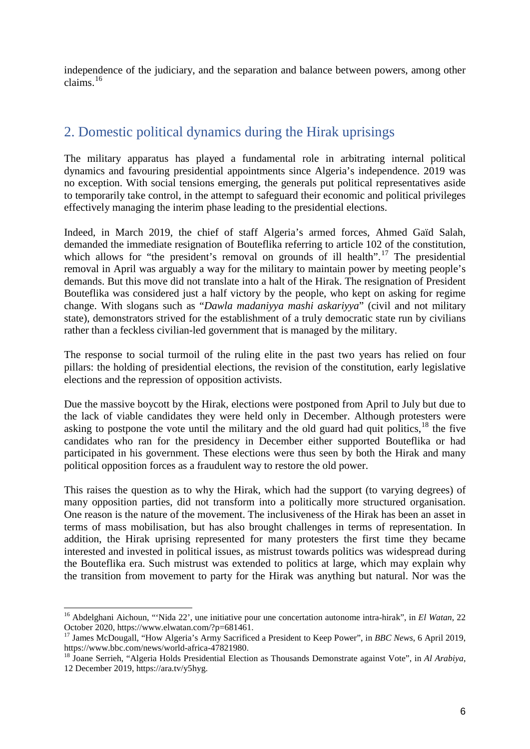independence of the judiciary, and the separation and balance between powers, among other claims.[16]

## 2. Domestic political dynamics during the Hirak uprisings

The military apparatus has played a fundamental role in arbitrating internal political dynamics and favouring presidential appointments since Algeria's independence. 2019 was no exception. With social tensions emerging, the generals put political representatives aside to temporarily take control, in the attempt to safeguard their economic and political privileges effectively managing the interim phase leading to the presidential elections.

Indeed, in March 2019, the chief of staff Algeria's armed forces, Ahmed Gaïd Salah, demanded the immediate resignation of Bouteflika referring to article 102 of the constitution, which allows for "the president's removal on grounds of ill health".[17] The presidential removal in April was arguably a way for the military to maintain power by meeting people's demands. But this move did not translate into a halt of the Hirak. The resignation of President Bouteflika was considered just a half victory by the people, who kept on asking for regime change. With slogans such as "*Dawla madaniyya mashi askariyya*" (civil and not military state), demonstrators strived for the establishment of a truly democratic state run by civilians rather than a feckless civilian-led government that is managed by the military.

The response to social turmoil of the ruling elite in the past two years has relied on four pillars: the holding of presidential elections, the revision of the constitution, early legislative elections and the repression of opposition activists.

Due the massive boycott by the Hirak, elections were postponed from April to July but due to the lack of viable candidates they were held only in December. Although protesters were asking to postpone the vote until the military and the old guard had quit politics,[18] the five candidates who ran for the presidency in December either supported Bouteflika or had participated in his government. These elections were thus seen by both the Hirak and many political opposition forces as a fraudulent way to restore the old power.

This raises the question as to why the Hirak, which had the support (to varying degrees) of many opposition parties, did not transform into a politically more structured organisation. One reason is the nature of the movement. The inclusiveness of the Hirak has been an asset in terms of mass mobilisation, but has also brought challenges in terms of representation. In addition, the Hirak uprising represented for many protesters the first time they became interested and invested in political issues, as mistrust towards politics was widespread during the Bouteflika era. Such mistrust was extended to politics at large, which may explain why the transition from movement to party for the Hirak was anything but natural. Nor was the

---

[16] Abdelghani Aichoun, "'Nida 22', une initiative pour une concertation autonome intra-hirak", in *El Watan*, 22 October 2020, https://www.elwatan.com/?p=681461.

[17] James McDougall, "How Algeria's Army Sacrificed a President to Keep Power", in *BBC News*, 6 April 2019, https://www.bbc.com/news/world-africa-47821980.

[18] Joane Serrieh, "Algeria Holds Presidential Election as Thousands Demonstrate against Vote", in *Al Arabiya*, 12 December 2019, https://ara.tv/y5hyg.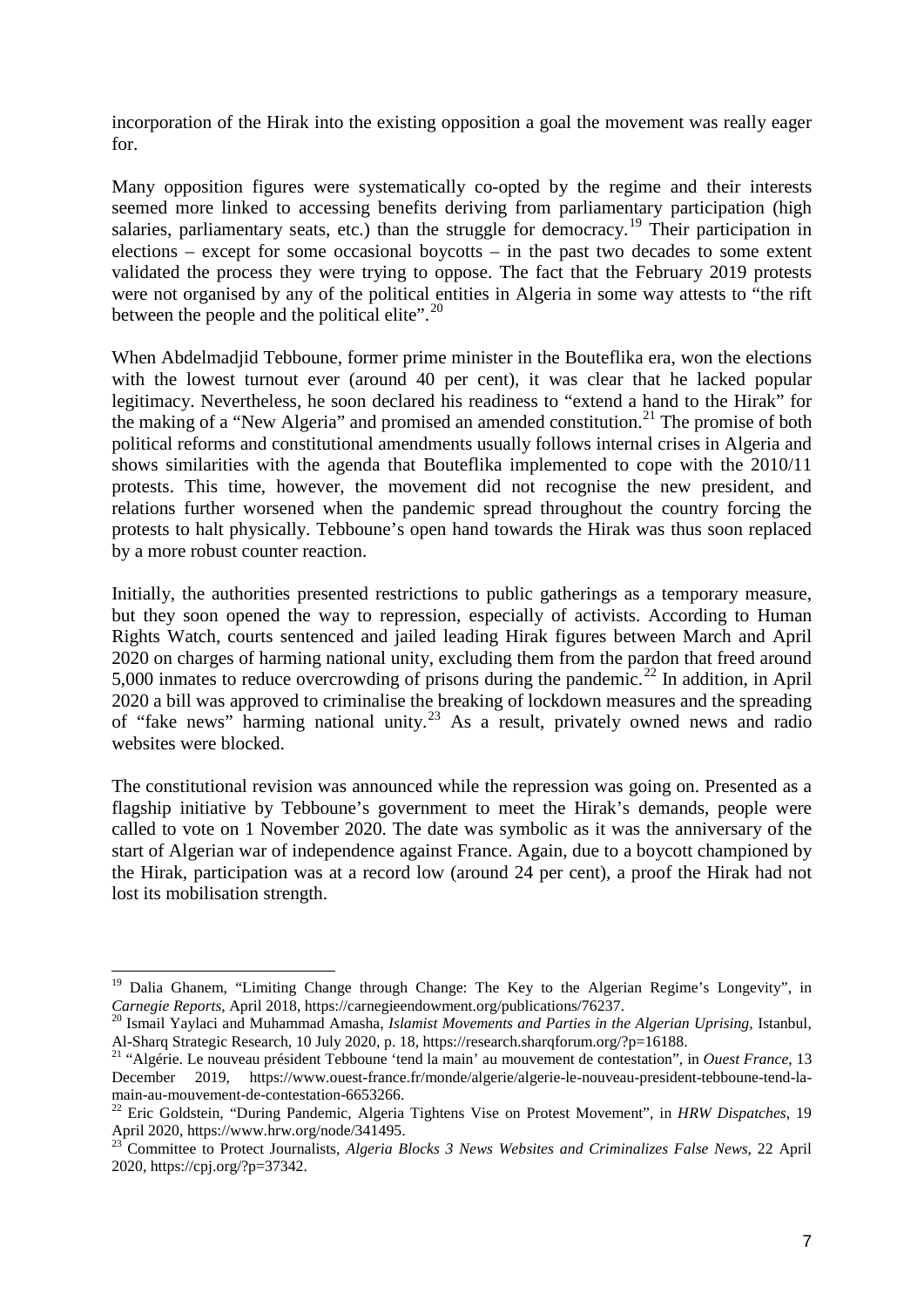incorporation of the Hirak into the existing opposition a goal the movement was really eager for.

Many opposition figures were systematically co-opted by the regime and their interests seemed more linked to accessing benefits deriving from parliamentary participation (high salaries, parliamentary seats, etc.) than the struggle for democracy.[19] Their participation in elections – except for some occasional boycotts – in the past two decades to some extent validated the process they were trying to oppose. The fact that the February 2019 protests were not organised by any of the political entities in Algeria in some way attests to "the rift between the people and the political elite".[20]

When Abdelmadjid Tebboune, former prime minister in the Bouteflika era, won the elections with the lowest turnout ever (around 40 per cent), it was clear that he lacked popular legitimacy. Nevertheless, he soon declared his readiness to "extend a hand to the Hirak" for the making of a "New Algeria" and promised an amended constitution.[21] The promise of both political reforms and constitutional amendments usually follows internal crises in Algeria and shows similarities with the agenda that Bouteflika implemented to cope with the 2010/11 protests. This time, however, the movement did not recognise the new president, and relations further worsened when the pandemic spread throughout the country forcing the protests to halt physically. Tebboune's open hand towards the Hirak was thus soon replaced by a more robust counter reaction.

Initially, the authorities presented restrictions to public gatherings as a temporary measure, but they soon opened the way to repression, especially of activists. According to Human Rights Watch, courts sentenced and jailed leading Hirak figures between March and April 2020 on charges of harming national unity, excluding them from the pardon that freed around 5,000 inmates to reduce overcrowding of prisons during the pandemic.[22] In addition, in April 2020 a bill was approved to criminalise the breaking of lockdown measures and the spreading of "fake news" harming national unity.[23] As a result, privately owned news and radio websites were blocked.

The constitutional revision was announced while the repression was going on. Presented as a flagship initiative by Tebboune's government to meet the Hirak's demands, people were called to vote on 1 November 2020. The date was symbolic as it was the anniversary of the start of Algerian war of independence against France. Again, due to a boycott championed by the Hirak, participation was at a record low (around 24 per cent), a proof the Hirak had not lost its mobilisation strength.

---

[19] Dalia Ghanem, "Limiting Change through Change: The Key to the Algerian Regime's Longevity", in *Carnegie Reports*, April 2018, https://carnegieendowment.org/publications/76237.

[20] Ismail Yaylaci and Muhammad Amasha, *Islamist Movements and Parties in the Algerian Uprising*, Istanbul, Al-Sharq Strategic Research, 10 July 2020, p. 18, https://research.sharqforum.org/?p=16188.

[21] "Algérie. Le nouveau président Tebboune 'tend la main' au mouvement de contestation", in *Ouest France*, 13 December 2019, https://www.ouest-france.fr/monde/algerie/algerie-le-nouveau-president-tebboune-tend-la-main-au-mouvement-de-contestation-6653266.

[22] Eric Goldstein, "During Pandemic, Algeria Tightens Vise on Protest Movement", in *HRW Dispatches*, 19 April 2020, https://www.hrw.org/node/341495.

[23] Committee to Protect Journalists, *Algeria Blocks 3 News Websites and Criminalizes False News*, 22 April 2020, https://cpj.org/?p=37342.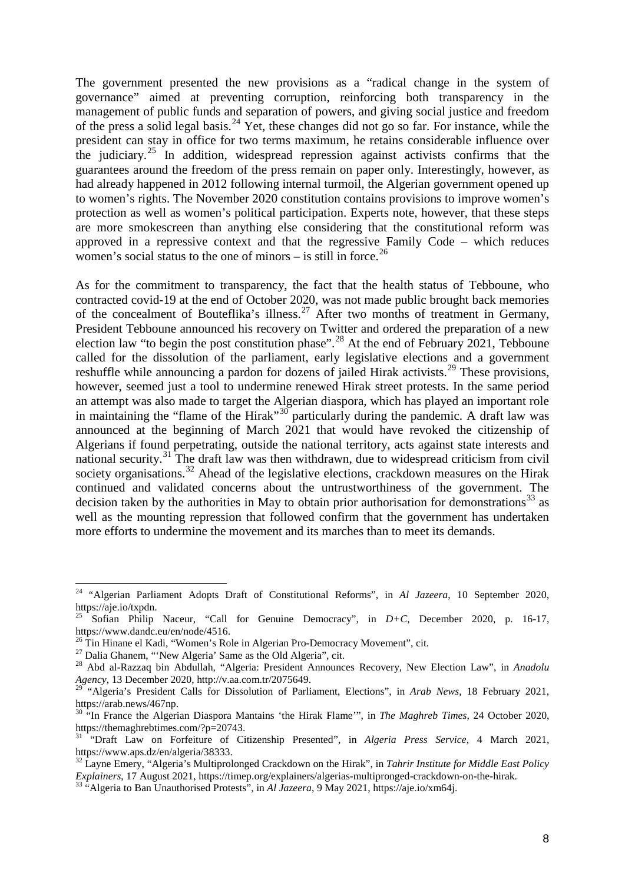The government presented the new provisions as a "radical change in the system of governance" aimed at preventing corruption, reinforcing both transparency in the management of public funds and separation of powers, and giving social justice and freedom of the press a solid legal basis.[24] Yet, these changes did not go so far. For instance, while the president can stay in office for two terms maximum, he retains considerable influence over the judiciary.[25] In addition, widespread repression against activists confirms that the guarantees around the freedom of the press remain on paper only. Interestingly, however, as had already happened in 2012 following internal turmoil, the Algerian government opened up to women's rights. The November 2020 constitution contains provisions to improve women's protection as well as women's political participation. Experts note, however, that these steps are more smokescreen than anything else considering that the constitutional reform was approved in a repressive context and that the regressive Family Code – which reduces women's social status to the one of minors – is still in force.[26]

As for the commitment to transparency, the fact that the health status of Tebboune, who contracted covid-19 at the end of October 2020, was not made public brought back memories of the concealment of Bouteflika's illness.[27] After two months of treatment in Germany, President Tebboune announced his recovery on Twitter and ordered the preparation of a new election law "to begin the post constitution phase".[28] At the end of February 2021, Tebboune called for the dissolution of the parliament, early legislative elections and a government reshuffle while announcing a pardon for dozens of jailed Hirak activists.[29] These provisions, however, seemed just a tool to undermine renewed Hirak street protests. In the same period an attempt was also made to target the Algerian diaspora, which has played an important role in maintaining the "flame of the Hirak"[30] particularly during the pandemic. A draft law was announced at the beginning of March 2021 that would have revoked the citizenship of Algerians if found perpetrating, outside the national territory, acts against state interests and national security.[31] The draft law was then withdrawn, due to widespread criticism from civil society organisations.[32] Ahead of the legislative elections, crackdown measures on the Hirak continued and validated concerns about the untrustworthiness of the government. The decision taken by the authorities in May to obtain prior authorisation for demonstrations[33] as well as the mounting repression that followed confirm that the government has undertaken more efforts to undermine the movement and its marches than to meet its demands.

---

[24] "Algerian Parliament Adopts Draft of Constitutional Reforms", in *Al Jazeera*, 10 September 2020, https://aje.io/txpdn.

[25] Sofian Philip Naceur, "Call for Genuine Democracy", in *D+C*, December 2020, p. 16-17, https://www.dandc.eu/en/node/4516.

[26] Tin Hinane el Kadi, "Women's Role in Algerian Pro-Democracy Movement", cit.

[27] Dalia Ghanem, "'New Algeria' Same as the Old Algeria", cit.

[28] Abd al-Razzaq bin Abdullah, "Algeria: President Announces Recovery, New Election Law", in *Anadolu Agency*, 13 December 2020, http://v.aa.com.tr/2075649.

[29] "Algeria's President Calls for Dissolution of Parliament, Elections", in *Arab News*, 18 February 2021, https://arab.news/467np.

[30] "In France the Algerian Diaspora Mantains 'the Hirak Flame'", in *The Maghreb Times*, 24 October 2020, https://themaghrebtimes.com/?p=20743.

[31] "Draft Law on Forfeiture of Citizenship Presented", in *Algeria Press Service*, 4 March 2021, https://www.aps.dz/en/algeria/38333.

[32] Layne Emery, "Algeria's Multiprolonged Crackdown on the Hirak", in *Tahrir Institute for Middle East Policy Explainers*, 17 August 2021, https://timep.org/explainers/algerias-multipronged-crackdown-on-the-hirak.

[33] "Algeria to Ban Unauthorised Protests", in *Al Jazeera*, 9 May 2021, https://aje.io/xm64j.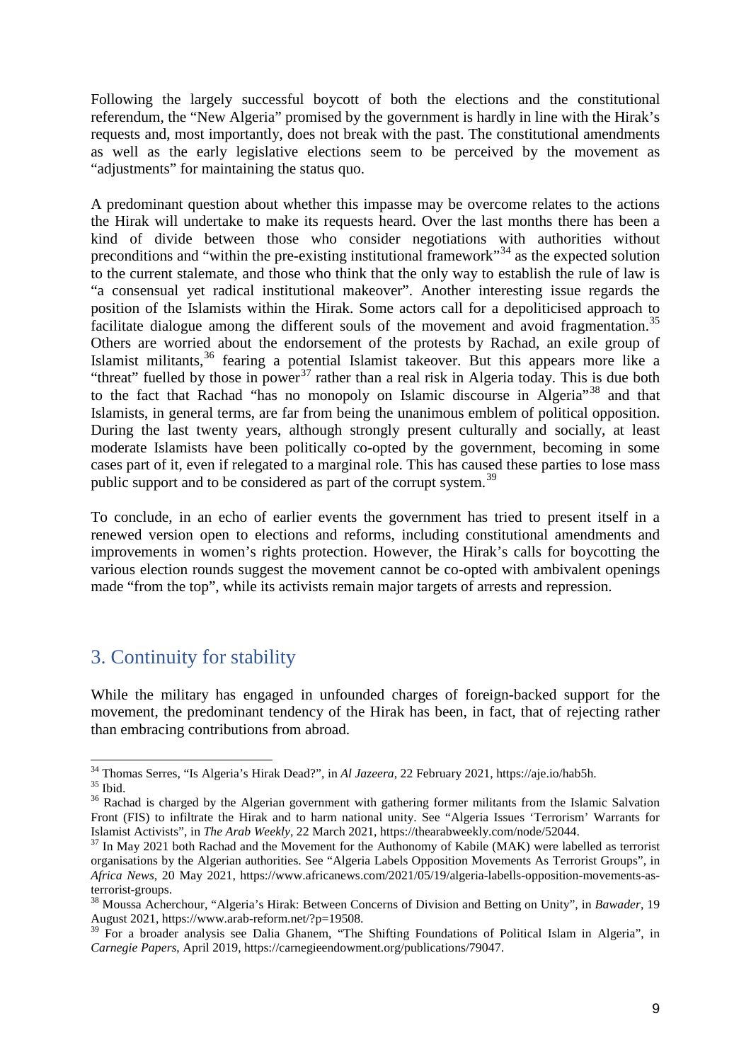Following the largely successful boycott of both the elections and the constitutional referendum, the "New Algeria" promised by the government is hardly in line with the Hirak's requests and, most importantly, does not break with the past. The constitutional amendments as well as the early legislative elections seem to be perceived by the movement as "adjustments" for maintaining the status quo.

A predominant question about whether this impasse may be overcome relates to the actions the Hirak will undertake to make its requests heard. Over the last months there has been a kind of divide between those who consider negotiations with authorities without preconditions and "within the pre-existing institutional framework"[34] as the expected solution to the current stalemate, and those who think that the only way to establish the rule of law is "a consensual yet radical institutional makeover". Another interesting issue regards the position of the Islamists within the Hirak. Some actors call for a depoliticised approach to facilitate dialogue among the different souls of the movement and avoid fragmentation.[35] Others are worried about the endorsement of the protests by Rachad, an exile group of Islamist militants,[36] fearing a potential Islamist takeover. But this appears more like a "threat" fuelled by those in power[37] rather than a real risk in Algeria today. This is due both to the fact that Rachad "has no monopoly on Islamic discourse in Algeria"[38] and that Islamists, in general terms, are far from being the unanimous emblem of political opposition. During the last twenty years, although strongly present culturally and socially, at least moderate Islamists have been politically co-opted by the government, becoming in some cases part of it, even if relegated to a marginal role. This has caused these parties to lose mass public support and to be considered as part of the corrupt system.[39]

To conclude, in an echo of earlier events the government has tried to present itself in a renewed version open to elections and reforms, including constitutional amendments and improvements in women's rights protection. However, the Hirak's calls for boycotting the various election rounds suggest the movement cannot be co-opted with ambivalent openings made "from the top", while its activists remain major targets of arrests and repression.

## 3. Continuity for stability

While the military has engaged in unfounded charges of foreign-backed support for the movement, the predominant tendency of the Hirak has been, in fact, that of rejecting rather than embracing contributions from abroad.

---

[34] Thomas Serres, "Is Algeria's Hirak Dead?", in *Al Jazeera*, 22 February 2021, https://aje.io/hab5h.

[35] Ibid.

[36] Rachad is charged by the Algerian government with gathering former militants from the Islamic Salvation Front (FIS) to infiltrate the Hirak and to harm national unity. See "Algeria Issues 'Terrorism' Warrants for Islamist Activists", in *The Arab Weekly*, 22 March 2021, https://thearabweekly.com/node/52044.

[37] In May 2021 both Rachad and the Movement for the Authonomy of Kabile (MAK) were labelled as terrorist organisations by the Algerian authorities. See "Algeria Labels Opposition Movements As Terrorist Groups", in *Africa News*, 20 May 2021, https://www.africanews.com/2021/05/19/algeria-labells-opposition-movements-as-terrorist-groups.

[38] Moussa Acherchour, "Algeria's Hirak: Between Concerns of Division and Betting on Unity", in *Bawader*, 19 August 2021, https://www.arab-reform.net/?p=19508.

[39] For a broader analysis see Dalia Ghanem, "The Shifting Foundations of Political Islam in Algeria", in *Carnegie Papers*, April 2019, https://carnegieendowment.org/publications/79047.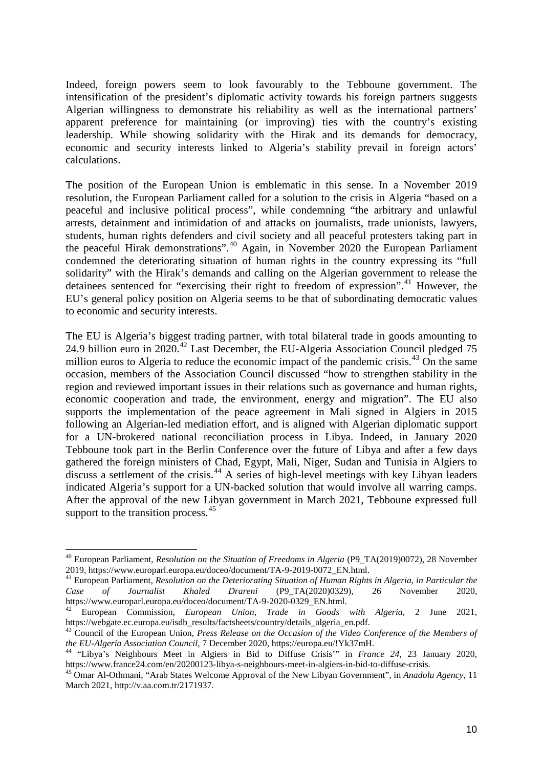Indeed, foreign powers seem to look favourably to the Tebboune government. The intensification of the president's diplomatic activity towards his foreign partners suggests Algerian willingness to demonstrate his reliability as well as the international partners' apparent preference for maintaining (or improving) ties with the country's existing leadership. While showing solidarity with the Hirak and its demands for democracy, economic and security interests linked to Algeria's stability prevail in foreign actors' calculations.

The position of the European Union is emblematic in this sense. In a November 2019 resolution, the European Parliament called for a solution to the crisis in Algeria "based on a peaceful and inclusive political process", while condemning "the arbitrary and unlawful arrests, detainment and intimidation of and attacks on journalists, trade unionists, lawyers, students, human rights defenders and civil society and all peaceful protesters taking part in the peaceful Hirak demonstrations".[40] Again, in November 2020 the European Parliament condemned the deteriorating situation of human rights in the country expressing its "full solidarity" with the Hirak's demands and calling on the Algerian government to release the detainees sentenced for "exercising their right to freedom of expression".[41] However, the EU's general policy position on Algeria seems to be that of subordinating democratic values to economic and security interests.

The EU is Algeria's biggest trading partner, with total bilateral trade in goods amounting to 24.9 billion euro in 2020.[42] Last December, the EU-Algeria Association Council pledged 75 million euros to Algeria to reduce the economic impact of the pandemic crisis.[43] On the same occasion, members of the Association Council discussed "how to strengthen stability in the region and reviewed important issues in their relations such as governance and human rights, economic cooperation and trade, the environment, energy and migration". The EU also supports the implementation of the peace agreement in Mali signed in Algiers in 2015 following an Algerian-led mediation effort, and is aligned with Algerian diplomatic support for a UN-brokered national reconciliation process in Libya. Indeed, in January 2020 Tebboune took part in the Berlin Conference over the future of Libya and after a few days gathered the foreign ministers of Chad, Egypt, Mali, Niger, Sudan and Tunisia in Algiers to discuss a settlement of the crisis.[44] A series of high-level meetings with key Libyan leaders indicated Algeria's support for a UN-backed solution that would involve all warring camps. After the approval of the new Libyan government in March 2021, Tebboune expressed full support to the transition process.[45]

---

[40] European Parliament, *Resolution on the Situation of Freedoms in Algeria* (P9_TA(2019)0072), 28 November 2019, https://www.europarl.europa.eu/doceo/document/TA-9-2019-0072_EN.html.

[41] European Parliament, *Resolution on the Deteriorating Situation of Human Rights in Algeria, in Particular the Case of Journalist Khaled Drareni* (P9_TA(2020)0329), 26 November 2020, https://www.europarl.europa.eu/doceo/document/TA-9-2020-0329_EN.html.

[42] European Commission, *European Union, Trade in Goods with Algeria*, 2 June 2021, https://webgate.ec.europa.eu/isdb_results/factsheets/country/details_algeria_en.pdf.

[43] Council of the European Union, *Press Release on the Occasion of the Video Conference of the Members of the EU-Algeria Association Council*, 7 December 2020, https://europa.eu/!Yk37mH.

[44] "Libya's Neighbours Meet in Algiers in Bid to Diffuse Crisis'" in *France 24*, 23 January 2020, https://www.france24.com/en/20200123-libya-s-neighbours-meet-in-algiers-in-bid-to-diffuse-crisis.

[45] Omar Al-Othmani, "Arab States Welcome Approval of the New Libyan Government", in *Anadolu Agency*, 11 March 2021, http://v.aa.com.tr/2171937.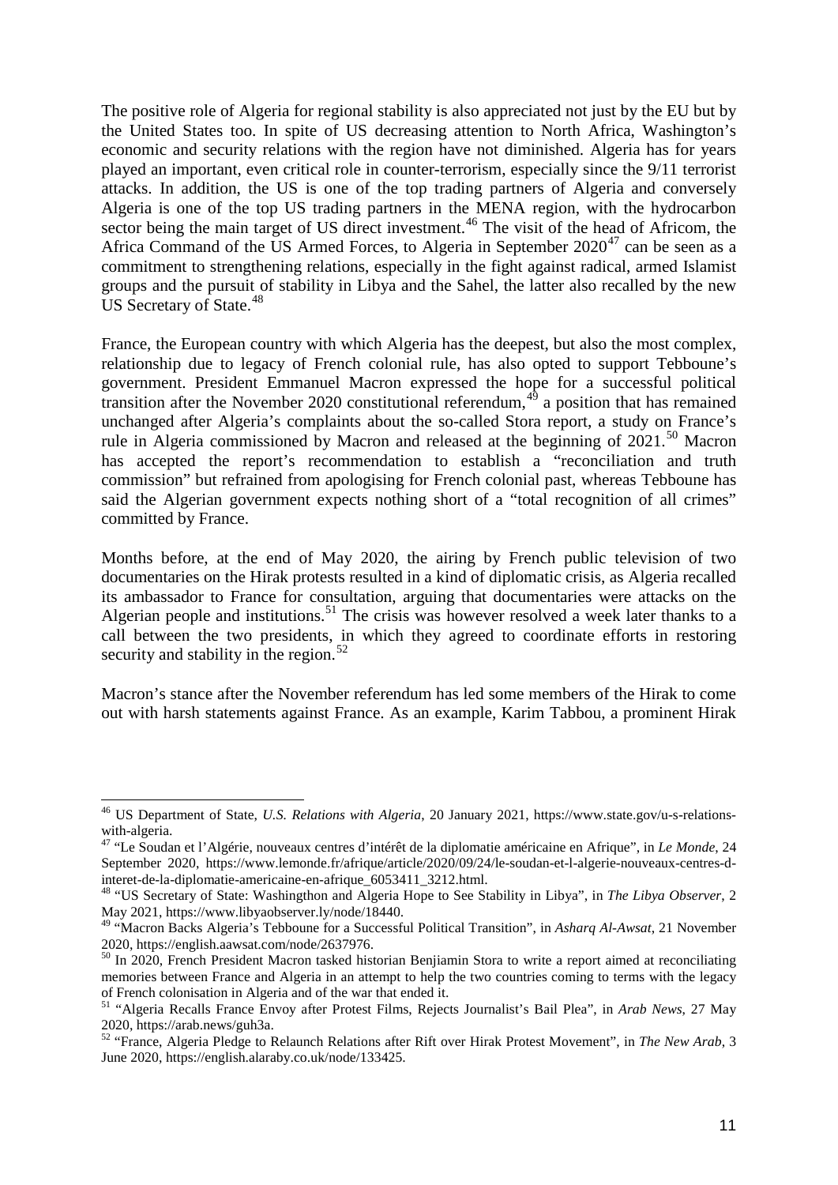The positive role of Algeria for regional stability is also appreciated not just by the EU but by the United States too. In spite of US decreasing attention to North Africa, Washington's economic and security relations with the region have not diminished. Algeria has for years played an important, even critical role in counter-terrorism, especially since the 9/11 terrorist attacks. In addition, the US is one of the top trading partners of Algeria and conversely Algeria is one of the top US trading partners in the MENA region, with the hydrocarbon sector being the main target of US direct investment.[46] The visit of the head of Africom, the Africa Command of the US Armed Forces, to Algeria in September 2020[47] can be seen as a commitment to strengthening relations, especially in the fight against radical, armed Islamist groups and the pursuit of stability in Libya and the Sahel, the latter also recalled by the new US Secretary of State.[48]

France, the European country with which Algeria has the deepest, but also the most complex, relationship due to legacy of French colonial rule, has also opted to support Tebboune's government. President Emmanuel Macron expressed the hope for a successful political transition after the November 2020 constitutional referendum,[49] a position that has remained unchanged after Algeria's complaints about the so-called Stora report, a study on France's rule in Algeria commissioned by Macron and released at the beginning of 2021.[50] Macron has accepted the report's recommendation to establish a "reconciliation and truth commission" but refrained from apologising for French colonial past, whereas Tebboune has said the Algerian government expects nothing short of a "total recognition of all crimes" committed by France.

Months before, at the end of May 2020, the airing by French public television of two documentaries on the Hirak protests resulted in a kind of diplomatic crisis, as Algeria recalled its ambassador to France for consultation, arguing that documentaries were attacks on the Algerian people and institutions.[51] The crisis was however resolved a week later thanks to a call between the two presidents, in which they agreed to coordinate efforts in restoring security and stability in the region.[52]

Macron's stance after the November referendum has led some members of the Hirak to come out with harsh statements against France. As an example, Karim Tabbou, a prominent Hirak

---

[46] US Department of State, *U.S. Relations with Algeria*, 20 January 2021, https://www.state.gov/u-s-relations-with-algeria.

[47] "Le Soudan et l'Algérie, nouveaux centres d'intérêt de la diplomatie américaine en Afrique", in *Le Monde*, 24 September 2020, https://www.lemonde.fr/afrique/article/2020/09/24/le-soudan-et-l-algerie-nouveaux-centres-d-interet-de-la-diplomatie-americaine-en-afrique_6053411_3212.html.

[48] "US Secretary of State: Washingthon and Algeria Hope to See Stability in Libya", in *The Libya Observer*, 2 May 2021, https://www.libyaobserver.ly/node/18440.

[49] "Macron Backs Algeria's Tebboune for a Successful Political Transition", in *Asharq Al-Awsat*, 21 November 2020, https://english.aawsat.com/node/2637976.

[50] In 2020, French President Macron tasked historian Benjiamin Stora to write a report aimed at reconciliating memories between France and Algeria in an attempt to help the two countries coming to terms with the legacy of French colonisation in Algeria and of the war that ended it.

[51] "Algeria Recalls France Envoy after Protest Films, Rejects Journalist's Bail Plea", in *Arab News*, 27 May 2020, https://arab.news/guh3a.

[52] "France, Algeria Pledge to Relaunch Relations after Rift over Hirak Protest Movement", in *The New Arab*, 3 June 2020, https://english.alaraby.co.uk/node/133425.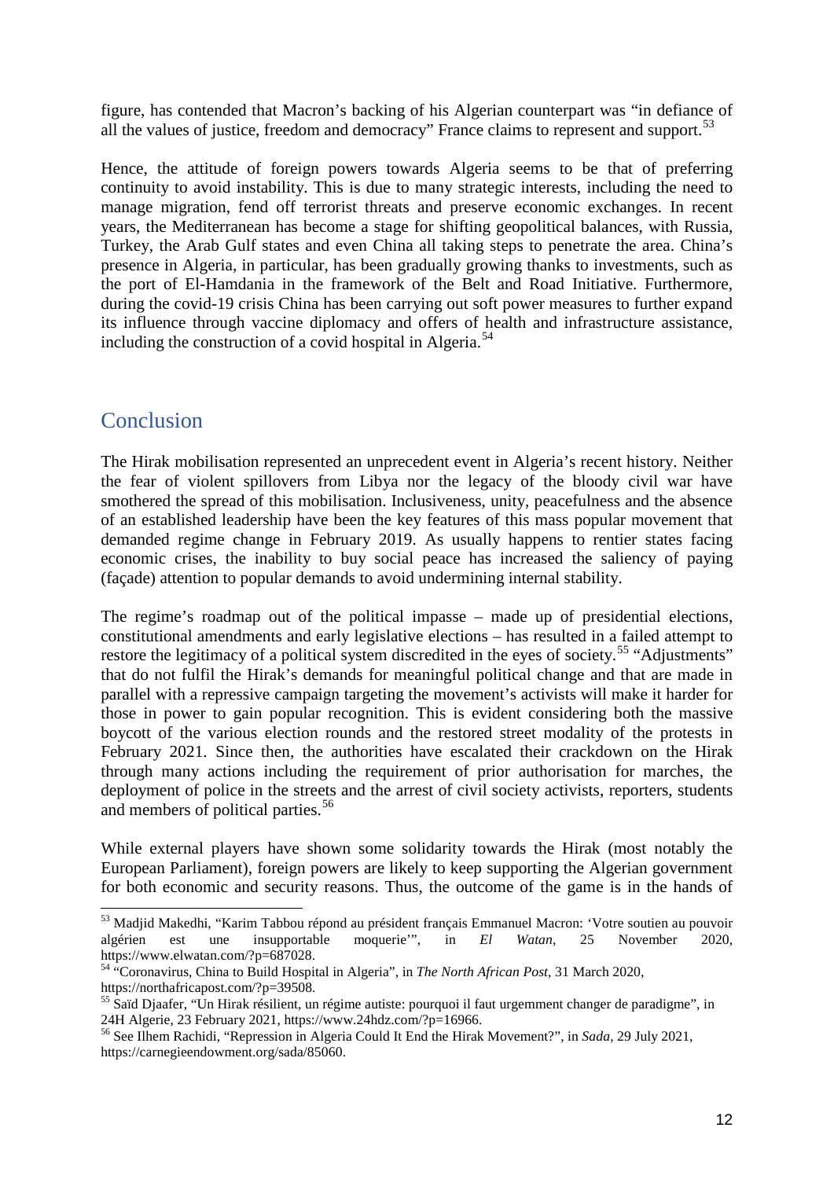figure, has contended that Macron's backing of his Algerian counterpart was "in defiance of all the values of justice, freedom and democracy" France claims to represent and support.[53]

Hence, the attitude of foreign powers towards Algeria seems to be that of preferring continuity to avoid instability. This is due to many strategic interests, including the need to manage migration, fend off terrorist threats and preserve economic exchanges. In recent years, the Mediterranean has become a stage for shifting geopolitical balances, with Russia, Turkey, the Arab Gulf states and even China all taking steps to penetrate the area. China's presence in Algeria, in particular, has been gradually growing thanks to investments, such as the port of El-Hamdania in the framework of the Belt and Road Initiative. Furthermore, during the covid-19 crisis China has been carrying out soft power measures to further expand its influence through vaccine diplomacy and offers of health and infrastructure assistance, including the construction of a covid hospital in Algeria.[54]

## Conclusion

The Hirak mobilisation represented an unprecedent event in Algeria's recent history. Neither the fear of violent spillovers from Libya nor the legacy of the bloody civil war have smothered the spread of this mobilisation. Inclusiveness, unity, peacefulness and the absence of an established leadership have been the key features of this mass popular movement that demanded regime change in February 2019. As usually happens to rentier states facing economic crises, the inability to buy social peace has increased the saliency of paying (façade) attention to popular demands to avoid undermining internal stability.

The regime's roadmap out of the political impasse – made up of presidential elections, constitutional amendments and early legislative elections – has resulted in a failed attempt to restore the legitimacy of a political system discredited in the eyes of society.[55] "Adjustments" that do not fulfil the Hirak's demands for meaningful political change and that are made in parallel with a repressive campaign targeting the movement's activists will make it harder for those in power to gain popular recognition. This is evident considering both the massive boycott of the various election rounds and the restored street modality of the protests in February 2021. Since then, the authorities have escalated their crackdown on the Hirak through many actions including the requirement of prior authorisation for marches, the deployment of police in the streets and the arrest of civil society activists, reporters, students and members of political parties.[56]

While external players have shown some solidarity towards the Hirak (most notably the European Parliament), foreign powers are likely to keep supporting the Algerian government for both economic and security reasons. Thus, the outcome of the game is in the hands of

---

[53] Madjid Makedhi, "Karim Tabbou répond au président français Emmanuel Macron: 'Votre soutien au pouvoir algérien est une insupportable moquerie'", in *El Watan*, 25 November 2020, https://www.elwatan.com/?p=687028.

[54] "Coronavirus, China to Build Hospital in Algeria", in *The North African Post*, 31 March 2020, https://northafricapost.com/?p=39508.

[55] Saïd Djaafer, "Un Hirak résilient, un régime autiste: pourquoi il faut urgemment changer de paradigme", in 24H Algerie, 23 February 2021, https://www.24hdz.com/?p=16966.

[56] See Ilhem Rachidi, "Repression in Algeria Could It End the Hirak Movement?", in *Sada*, 29 July 2021, https://carnegieendowment.org/sada/85060.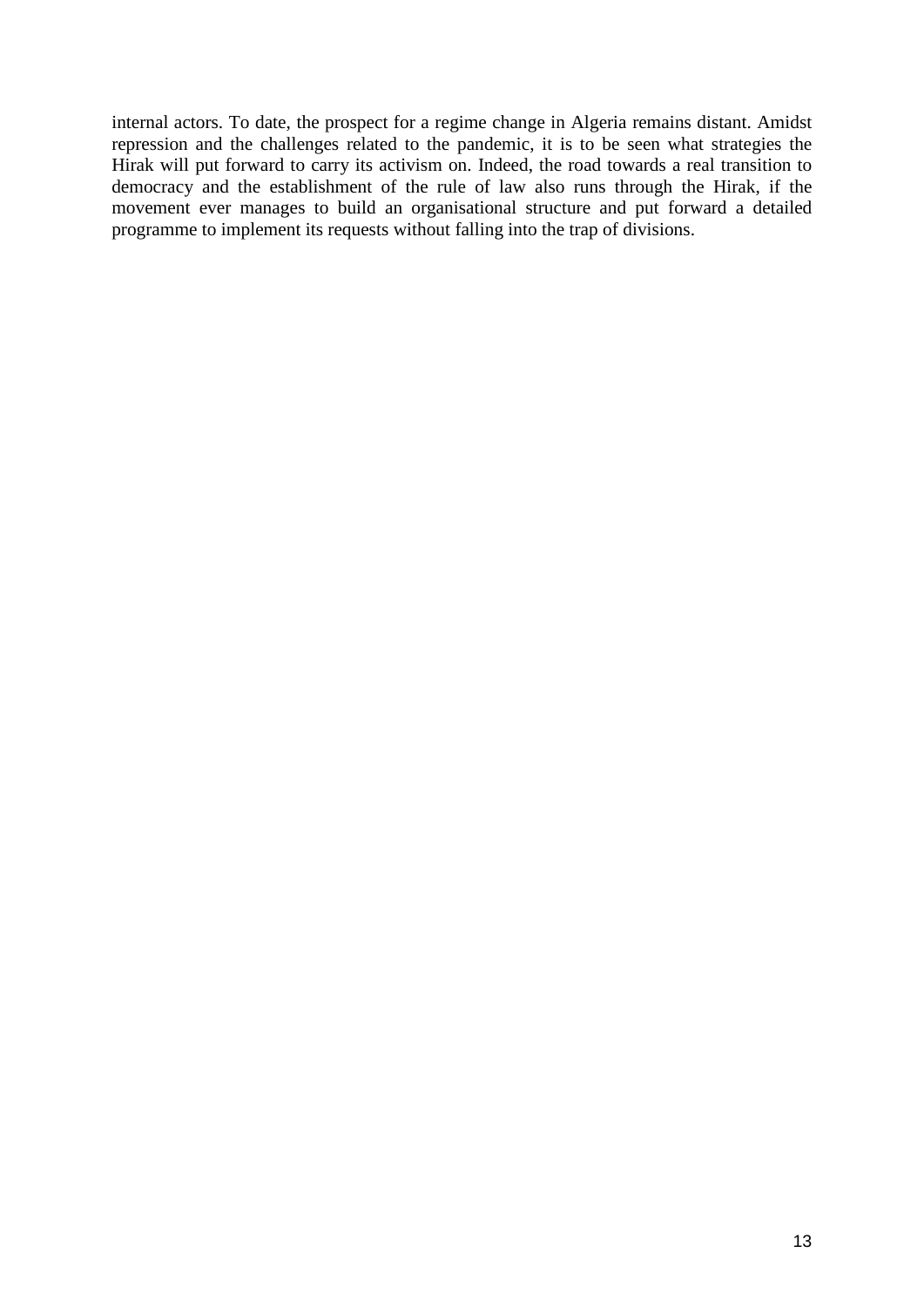internal actors. To date, the prospect for a regime change in Algeria remains distant. Amidst repression and the challenges related to the pandemic, it is to be seen what strategies the Hirak will put forward to carry its activism on. Indeed, the road towards a real transition to democracy and the establishment of the rule of law also runs through the Hirak, if the movement ever manages to build an organisational structure and put forward a detailed programme to implement its requests without falling into the trap of divisions.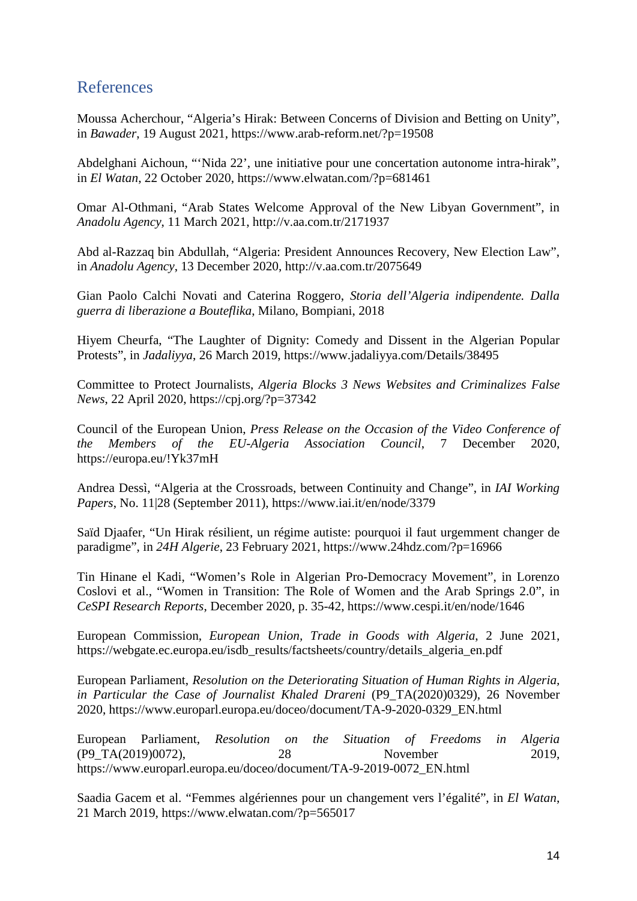## References

Moussa Acherchour, "Algeria's Hirak: Between Concerns of Division and Betting on Unity", in *Bawader*, 19 August 2021, https://www.arab-reform.net/?p=19508

Abdelghani Aichoun, "'Nida 22', une initiative pour une concertation autonome intra-hirak", in *El Watan*, 22 October 2020, https://www.elwatan.com/?p=681461

Omar Al-Othmani, "Arab States Welcome Approval of the New Libyan Government", in *Anadolu Agency*, 11 March 2021, http://v.aa.com.tr/2171937

Abd al-Razzaq bin Abdullah, "Algeria: President Announces Recovery, New Election Law", in *Anadolu Agency*, 13 December 2020, http://v.aa.com.tr/2075649

Gian Paolo Calchi Novati and Caterina Roggero, *Storia dell'Algeria indipendente. Dalla guerra di liberazione a Bouteflika*, Milano, Bompiani, 2018

Hiyem Cheurfa, "The Laughter of Dignity: Comedy and Dissent in the Algerian Popular Protests", in *Jadaliyya*, 26 March 2019, https://www.jadaliyya.com/Details/38495

Committee to Protect Journalists, *Algeria Blocks 3 News Websites and Criminalizes False News*, 22 April 2020, https://cpj.org/?p=37342

Council of the European Union, *Press Release on the Occasion of the Video Conference of the Members of the EU-Algeria Association Council*, 7 December 2020, https://europa.eu/!Yk37mH

Andrea Dessì, "Algeria at the Crossroads, between Continuity and Change", in *IAI Working Papers*, No. 11|28 (September 2011), https://www.iai.it/en/node/3379

Saïd Djaafer, "Un Hirak résilient, un régime autiste: pourquoi il faut urgemment changer de paradigme", in *24H Algerie*, 23 February 2021, https://www.24hdz.com/?p=16966

Tin Hinane el Kadi, "Women's Role in Algerian Pro-Democracy Movement", in Lorenzo Coslovi et al., "Women in Transition: The Role of Women and the Arab Springs 2.0", in *CeSPI Research Reports*, December 2020, p. 35-42, https://www.cespi.it/en/node/1646

European Commission, *European Union, Trade in Goods with Algeria*, 2 June 2021, https://webgate.ec.europa.eu/isdb_results/factsheets/country/details_algeria_en.pdf

European Parliament, *Resolution on the Deteriorating Situation of Human Rights in Algeria, in Particular the Case of Journalist Khaled Drareni* (P9_TA(2020)0329), 26 November 2020, https://www.europarl.europa.eu/doceo/document/TA-9-2020-0329_EN.html

European Parliament, *Resolution on the Situation of Freedoms in Algeria* (P9_TA(2019)0072), 28 November 2019, https://www.europarl.europa.eu/doceo/document/TA-9-2019-0072_EN.html

Saadia Gacem et al. "Femmes algériennes pour un changement vers l'égalité", in *El Watan*, 21 March 2019, https://www.elwatan.com/?p=565017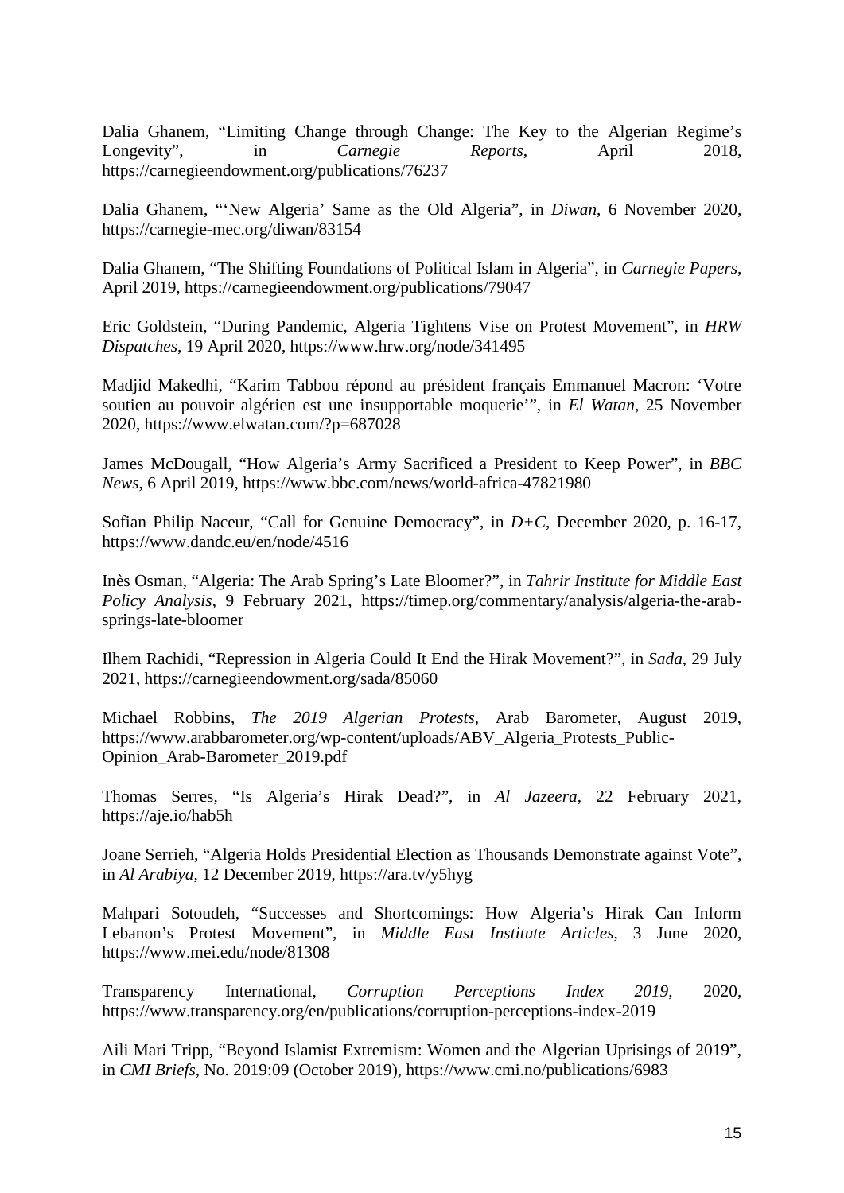Dalia Ghanem, "Limiting Change through Change: The Key to the Algerian Regime's Longevity", in *Carnegie Reports*, April 2018, https://carnegieendowment.org/publications/76237

Dalia Ghanem, "'New Algeria' Same as the Old Algeria", in *Diwan*, 6 November 2020, https://carnegie-mec.org/diwan/83154

Dalia Ghanem, "The Shifting Foundations of Political Islam in Algeria", in *Carnegie Papers*, April 2019, https://carnegieendowment.org/publications/79047

Eric Goldstein, "During Pandemic, Algeria Tightens Vise on Protest Movement", in *HRW Dispatches*, 19 April 2020, https://www.hrw.org/node/341495

Madjid Makedhi, "Karim Tabbou répond au président français Emmanuel Macron: 'Votre soutien au pouvoir algérien est une insupportable moquerie'", in *El Watan*, 25 November 2020, https://www.elwatan.com/?p=687028

James McDougall, "How Algeria's Army Sacrificed a President to Keep Power", in *BBC News*, 6 April 2019, https://www.bbc.com/news/world-africa-47821980

Sofian Philip Naceur, "Call for Genuine Democracy", in *D+C*, December 2020, p. 16-17, https://www.dandc.eu/en/node/4516

Inès Osman, "Algeria: The Arab Spring's Late Bloomer?", in *Tahrir Institute for Middle East Policy Analysis*, 9 February 2021, https://timep.org/commentary/analysis/algeria-the-arab-springs-late-bloomer

Ilhem Rachidi, "Repression in Algeria Could It End the Hirak Movement?", in *Sada*, 29 July 2021, https://carnegieendowment.org/sada/85060

Michael Robbins, *The 2019 Algerian Protests*, Arab Barometer, August 2019, https://www.arabbarometer.org/wp-content/uploads/ABV_Algeria_Protests_Public-Opinion_Arab-Barometer_2019.pdf

Thomas Serres, "Is Algeria's Hirak Dead?", in *Al Jazeera*, 22 February 2021, https://aje.io/hab5h

Joane Serrieh, "Algeria Holds Presidential Election as Thousands Demonstrate against Vote", in *Al Arabiya*, 12 December 2019, https://ara.tv/y5hyg

Mahpari Sotoudeh, "Successes and Shortcomings: How Algeria's Hirak Can Inform Lebanon's Protest Movement", in *Middle East Institute Articles*, 3 June 2020, https://www.mei.edu/node/81308

Transparency International, *Corruption Perceptions Index 2019*, 2020, https://www.transparency.org/en/publications/corruption-perceptions-index-2019

Aili Mari Tripp, "Beyond Islamist Extremism: Women and the Algerian Uprisings of 2019", in *CMI Briefs*, No. 2019:09 (October 2019), https://www.cmi.no/publications/6983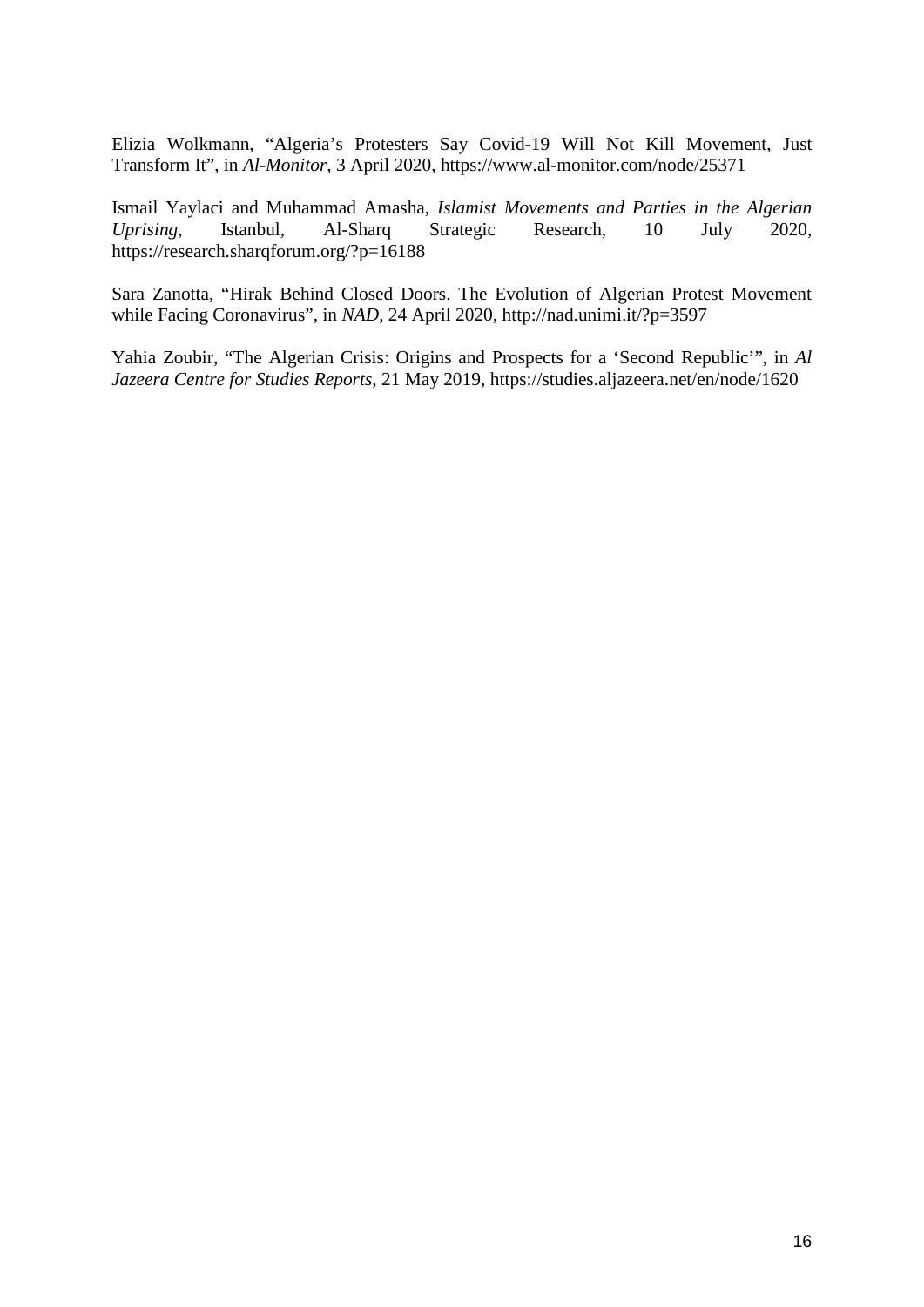Elizia Wolkmann, “Algeria’s Protesters Say Covid-19 Will Not Kill Movement, Just Transform It”, in *Al-Monitor*, 3 April 2020, https://www.al-monitor.com/node/25371

Ismail Yaylaci and Muhammad Amasha, *Islamist Movements and Parties in the Algerian Uprising*, Istanbul, Al-Sharq Strategic Research, 10 July 2020, https://research.sharqforum.org/?p=16188

Sara Zanotta, “Hirak Behind Closed Doors. The Evolution of Algerian Protest Movement while Facing Coronavirus”, in *NAD*, 24 April 2020, http://nad.unimi.it/?p=3597

Yahia Zoubir, “The Algerian Crisis: Origins and Prospects for a ‘Second Republic’”, in *Al Jazeera Centre for Studies Reports*, 21 May 2019, https://studies.aljazeera.net/en/node/1620